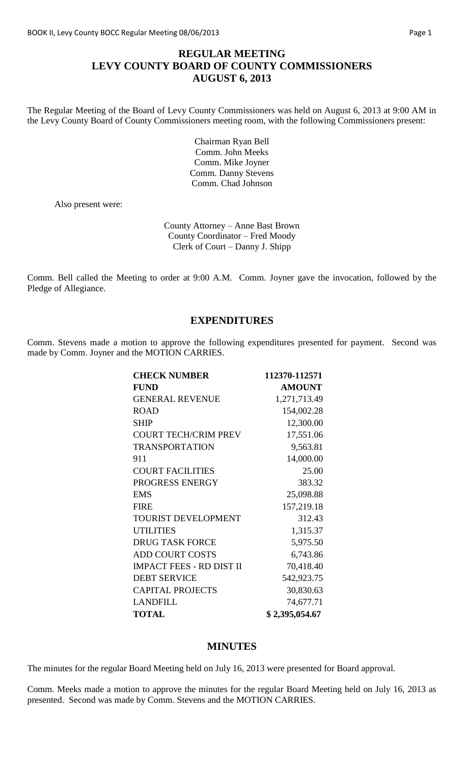# REGULAR MEETING
# LEVY COUNTY BOARD OF COUNTY COMMISSIONERS
# AUGUST 6, 2013

The Regular Meeting of the Board of Levy County Commissioners was held on August 6, 2013 at 9:00 AM in the Levy County Board of County Commissioners meeting room, with the following Commissioners present:

Chairman Ryan Bell
Comm. John Meeks
Comm. Mike Joyner
Comm. Danny Stevens
Comm. Chad Johnson

Also present were:

County Attorney – Anne Bast Brown
County Coordinator – Fred Moody
Clerk of Court – Danny J. Shipp

Comm. Bell called the Meeting to order at 9:00 A.M. Comm. Joyner gave the invocation, followed by the Pledge of Allegiance.

## EXPENDITURES

Comm. Stevens made a motion to approve the following expenditures presented for payment. Second was made by Comm. Joyner and the MOTION CARRIES.

| **CHECK NUMBER** | **112370-112571** |
|---|---|
| **FUND** | **AMOUNT** |
| GENERAL REVENUE | 1,271,713.49 |
| ROAD | 154,002.28 |
| SHIP | 12,300.00 |
| COURT TECH/CRIM PREV | 17,551.06 |
| TRANSPORTATION | 9,563.81 |
| 911 | 14,000.00 |
| COURT FACILITIES | 25.00 |
| PROGRESS ENERGY | 383.32 |
| EMS | 25,098.88 |
| FIRE | 157,219.18 |
| TOURIST DEVELOPMENT | 312.43 |
| UTILITIES | 1,315.37 |
| DRUG TASK FORCE | 5,975.50 |
| ADD COURT COSTS | 6,743.86 |
| IMPACT FEES - RD DIST II | 70,418.40 |
| DEBT SERVICE | 542,923.75 |
| CAPITAL PROJECTS | 30,830.63 |
| LANDFILL | 74,677.71 |
| **TOTAL** | **$ 2,395,054.67** |

## MINUTES

The minutes for the regular Board Meeting held on July 16, 2013 were presented for Board approval.

Comm. Meeks made a motion to approve the minutes for the regular Board Meeting held on July 16, 2013 as presented. Second was made by Comm. Stevens and the MOTION CARRIES.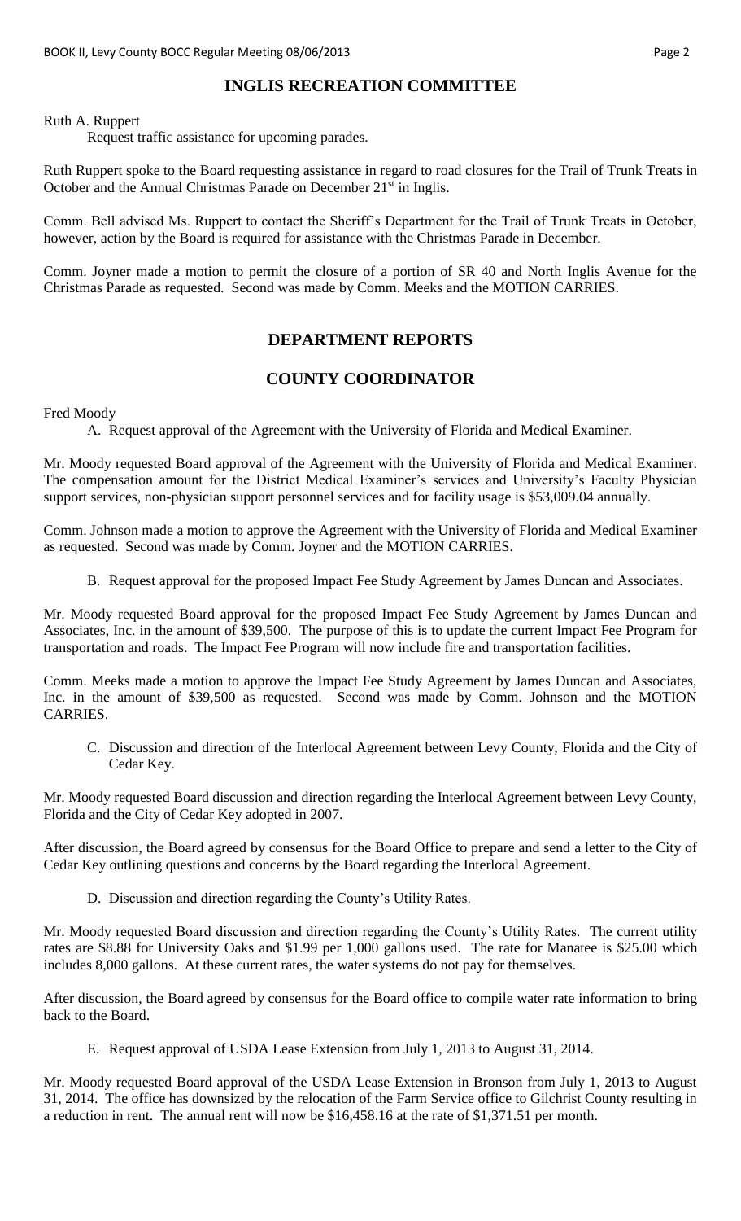## INGLIS RECREATION COMMITTEE

Ruth A. Ruppert

Request traffic assistance for upcoming parades.

Ruth Ruppert spoke to the Board requesting assistance in regard to road closures for the Trail of Trunk Treats in October and the Annual Christmas Parade on December 21st in Inglis.

Comm. Bell advised Ms. Ruppert to contact the Sheriff's Department for the Trail of Trunk Treats in October, however, action by the Board is required for assistance with the Christmas Parade in December.

Comm. Joyner made a motion to permit the closure of a portion of SR 40 and North Inglis Avenue for the Christmas Parade as requested. Second was made by Comm. Meeks and the MOTION CARRIES.

## DEPARTMENT REPORTS

## COUNTY COORDINATOR

Fred Moody

A. Request approval of the Agreement with the University of Florida and Medical Examiner.

Mr. Moody requested Board approval of the Agreement with the University of Florida and Medical Examiner. The compensation amount for the District Medical Examiner's services and University's Faculty Physician support services, non-physician support personnel services and for facility usage is $53,009.04 annually.

Comm. Johnson made a motion to approve the Agreement with the University of Florida and Medical Examiner as requested. Second was made by Comm. Joyner and the MOTION CARRIES.

B. Request approval for the proposed Impact Fee Study Agreement by James Duncan and Associates.

Mr. Moody requested Board approval for the proposed Impact Fee Study Agreement by James Duncan and Associates, Inc. in the amount of $39,500. The purpose of this is to update the current Impact Fee Program for transportation and roads. The Impact Fee Program will now include fire and transportation facilities.

Comm. Meeks made a motion to approve the Impact Fee Study Agreement by James Duncan and Associates, Inc. in the amount of $39,500 as requested. Second was made by Comm. Johnson and the MOTION CARRIES.

C. Discussion and direction of the Interlocal Agreement between Levy County, Florida and the City of Cedar Key.

Mr. Moody requested Board discussion and direction regarding the Interlocal Agreement between Levy County, Florida and the City of Cedar Key adopted in 2007.

After discussion, the Board agreed by consensus for the Board Office to prepare and send a letter to the City of Cedar Key outlining questions and concerns by the Board regarding the Interlocal Agreement.

D. Discussion and direction regarding the County's Utility Rates.

Mr. Moody requested Board discussion and direction regarding the County's Utility Rates. The current utility rates are $8.88 for University Oaks and $1.99 per 1,000 gallons used. The rate for Manatee is $25.00 which includes 8,000 gallons. At these current rates, the water systems do not pay for themselves.

After discussion, the Board agreed by consensus for the Board office to compile water rate information to bring back to the Board.

E. Request approval of USDA Lease Extension from July 1, 2013 to August 31, 2014.

Mr. Moody requested Board approval of the USDA Lease Extension in Bronson from July 1, 2013 to August 31, 2014. The office has downsized by the relocation of the Farm Service office to Gilchrist County resulting in a reduction in rent. The annual rent will now be $16,458.16 at the rate of $1,371.51 per month.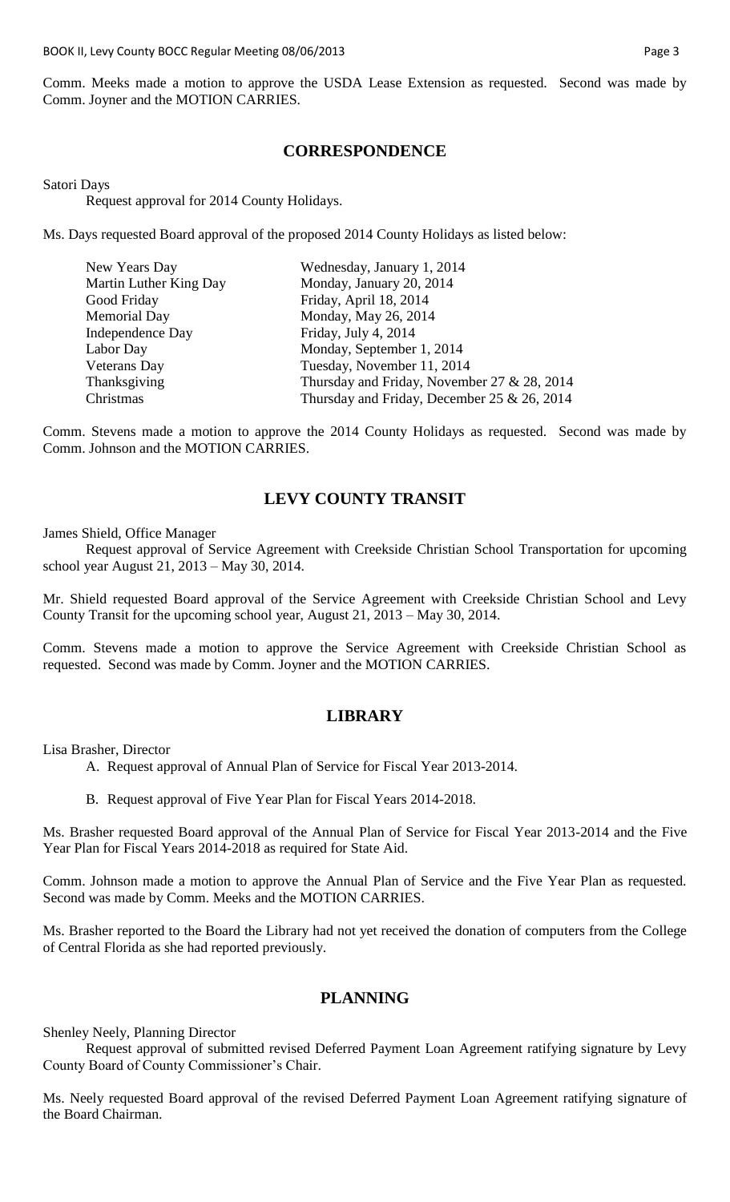Comm. Meeks made a motion to approve the USDA Lease Extension as requested. Second was made by Comm. Joyner and the MOTION CARRIES.

## CORRESPONDENCE

Satori Days

Request approval for 2014 County Holidays.

Ms. Days requested Board approval of the proposed 2014 County Holidays as listed below:

| | |
|---|---|
| New Years Day | Wednesday, January 1, 2014 |
| Martin Luther King Day | Monday, January 20, 2014 |
| Good Friday | Friday, April 18, 2014 |
| Memorial Day | Monday, May 26, 2014 |
| Independence Day | Friday, July 4, 2014 |
| Labor Day | Monday, September 1, 2014 |
| Veterans Day | Tuesday, November 11, 2014 |
| Thanksgiving | Thursday and Friday, November 27 & 28, 2014 |
| Christmas | Thursday and Friday, December 25 & 26, 2014 |

Comm. Stevens made a motion to approve the 2014 County Holidays as requested. Second was made by Comm. Johnson and the MOTION CARRIES.

## LEVY COUNTY TRANSIT

James Shield, Office Manager

Request approval of Service Agreement with Creekside Christian School Transportation for upcoming school year August 21, 2013 – May 30, 2014.

Mr. Shield requested Board approval of the Service Agreement with Creekside Christian School and Levy County Transit for the upcoming school year, August 21, 2013 – May 30, 2014.

Comm. Stevens made a motion to approve the Service Agreement with Creekside Christian School as requested. Second was made by Comm. Joyner and the MOTION CARRIES.

## LIBRARY

Lisa Brasher, Director

A. Request approval of Annual Plan of Service for Fiscal Year 2013-2014.

B. Request approval of Five Year Plan for Fiscal Years 2014-2018.

Ms. Brasher requested Board approval of the Annual Plan of Service for Fiscal Year 2013-2014 and the Five Year Plan for Fiscal Years 2014-2018 as required for State Aid.

Comm. Johnson made a motion to approve the Annual Plan of Service and the Five Year Plan as requested. Second was made by Comm. Meeks and the MOTION CARRIES.

Ms. Brasher reported to the Board the Library had not yet received the donation of computers from the College of Central Florida as she had reported previously.

## PLANNING

Shenley Neely, Planning Director

Request approval of submitted revised Deferred Payment Loan Agreement ratifying signature by Levy County Board of County Commissioner's Chair.

Ms. Neely requested Board approval of the revised Deferred Payment Loan Agreement ratifying signature of the Board Chairman.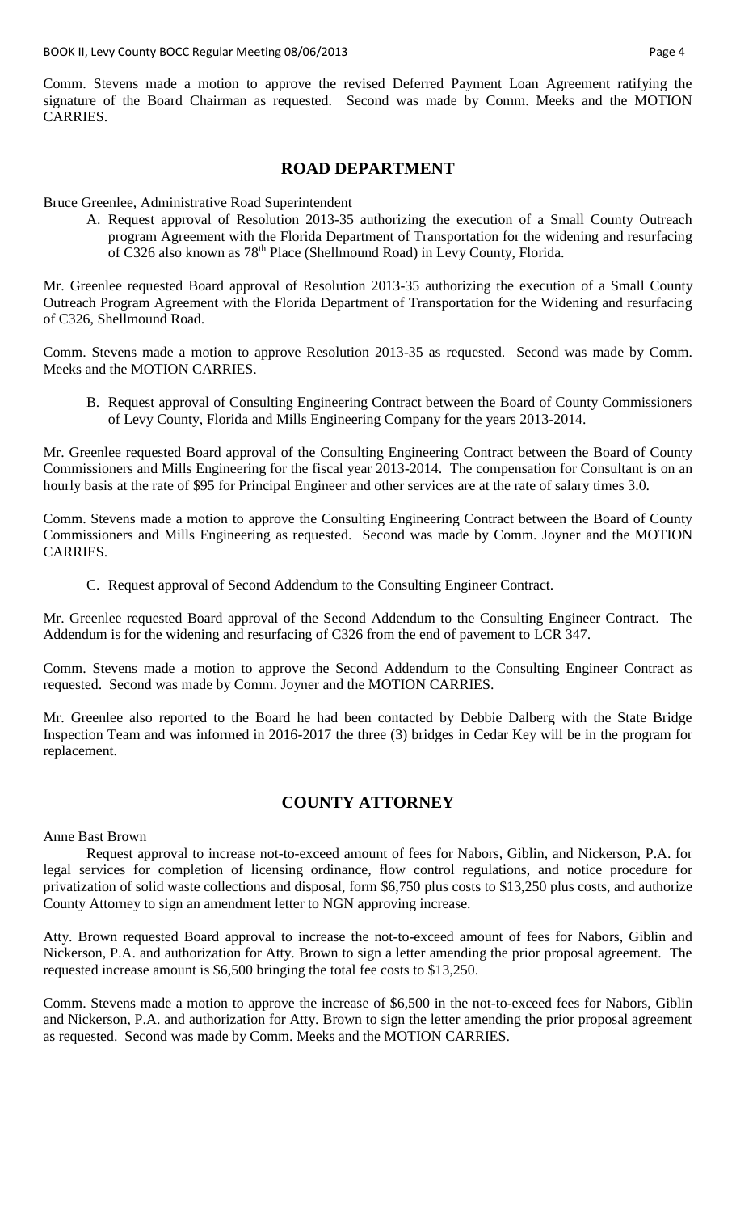Comm. Stevens made a motion to approve the revised Deferred Payment Loan Agreement ratifying the signature of the Board Chairman as requested. Second was made by Comm. Meeks and the MOTION CARRIES.

## ROAD DEPARTMENT

Bruce Greenlee, Administrative Road Superintendent

A. Request approval of Resolution 2013-35 authorizing the execution of a Small County Outreach program Agreement with the Florida Department of Transportation for the widening and resurfacing of C326 also known as 78th Place (Shellmound Road) in Levy County, Florida.

Mr. Greenlee requested Board approval of Resolution 2013-35 authorizing the execution of a Small County Outreach Program Agreement with the Florida Department of Transportation for the Widening and resurfacing of C326, Shellmound Road.

Comm. Stevens made a motion to approve Resolution 2013-35 as requested. Second was made by Comm. Meeks and the MOTION CARRIES.

B. Request approval of Consulting Engineering Contract between the Board of County Commissioners of Levy County, Florida and Mills Engineering Company for the years 2013-2014.

Mr. Greenlee requested Board approval of the Consulting Engineering Contract between the Board of County Commissioners and Mills Engineering for the fiscal year 2013-2014. The compensation for Consultant is on an hourly basis at the rate of $95 for Principal Engineer and other services are at the rate of salary times 3.0.

Comm. Stevens made a motion to approve the Consulting Engineering Contract between the Board of County Commissioners and Mills Engineering as requested. Second was made by Comm. Joyner and the MOTION CARRIES.

C. Request approval of Second Addendum to the Consulting Engineer Contract.

Mr. Greenlee requested Board approval of the Second Addendum to the Consulting Engineer Contract. The Addendum is for the widening and resurfacing of C326 from the end of pavement to LCR 347.

Comm. Stevens made a motion to approve the Second Addendum to the Consulting Engineer Contract as requested. Second was made by Comm. Joyner and the MOTION CARRIES.

Mr. Greenlee also reported to the Board he had been contacted by Debbie Dalberg with the State Bridge Inspection Team and was informed in 2016-2017 the three (3) bridges in Cedar Key will be in the program for replacement.

## COUNTY ATTORNEY

Anne Bast Brown

Request approval to increase not-to-exceed amount of fees for Nabors, Giblin, and Nickerson, P.A. for legal services for completion of licensing ordinance, flow control regulations, and notice procedure for privatization of solid waste collections and disposal, form $6,750 plus costs to $13,250 plus costs, and authorize County Attorney to sign an amendment letter to NGN approving increase.

Atty. Brown requested Board approval to increase the not-to-exceed amount of fees for Nabors, Giblin and Nickerson, P.A. and authorization for Atty. Brown to sign a letter amending the prior proposal agreement. The requested increase amount is $6,500 bringing the total fee costs to $13,250.

Comm. Stevens made a motion to approve the increase of $6,500 in the not-to-exceed fees for Nabors, Giblin and Nickerson, P.A. and authorization for Atty. Brown to sign the letter amending the prior proposal agreement as requested. Second was made by Comm. Meeks and the MOTION CARRIES.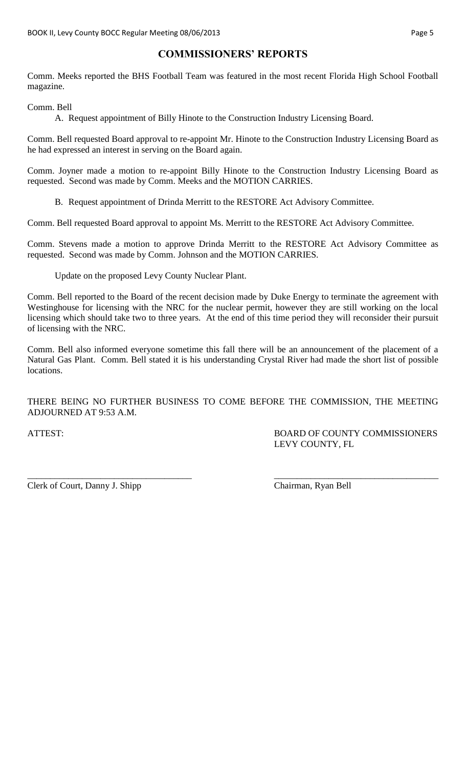## COMMISSIONERS' REPORTS

Comm. Meeks reported the BHS Football Team was featured in the most recent Florida High School Football magazine.

Comm. Bell

A. Request appointment of Billy Hinote to the Construction Industry Licensing Board.

Comm. Bell requested Board approval to re-appoint Mr. Hinote to the Construction Industry Licensing Board as he had expressed an interest in serving on the Board again.

Comm. Joyner made a motion to re-appoint Billy Hinote to the Construction Industry Licensing Board as requested. Second was made by Comm. Meeks and the MOTION CARRIES.

B. Request appointment of Drinda Merritt to the RESTORE Act Advisory Committee.

Comm. Bell requested Board approval to appoint Ms. Merritt to the RESTORE Act Advisory Committee.

Comm. Stevens made a motion to approve Drinda Merritt to the RESTORE Act Advisory Committee as requested. Second was made by Comm. Johnson and the MOTION CARRIES.

Update on the proposed Levy County Nuclear Plant.

Comm. Bell reported to the Board of the recent decision made by Duke Energy to terminate the agreement with Westinghouse for licensing with the NRC for the nuclear permit, however they are still working on the local licensing which should take two to three years. At the end of this time period they will reconsider their pursuit of licensing with the NRC.

Comm. Bell also informed everyone sometime this fall there will be an announcement of the placement of a Natural Gas Plant. Comm. Bell stated it is his understanding Crystal River had made the short list of possible locations.

THERE BEING NO FURTHER BUSINESS TO COME BEFORE THE COMMISSION, THE MEETING ADJOURNED AT 9:53 A.M.

ATTEST:

BOARD OF COUNTY COMMISSIONERS
LEVY COUNTY, FL

\_\_\_\_\_\_\_\_\_\_\_\_\_\_\_\_\_\_\_\_\_\_\_\_\_\_\_\_\_\_\_\_\_\_\_\_
Clerk of Court, Danny J. Shipp

\_\_\_\_\_\_\_\_\_\_\_\_\_\_\_\_\_\_\_\_\_\_\_\_\_\_\_\_\_\_\_\_\_\_\_\_
Chairman, Ryan Bell